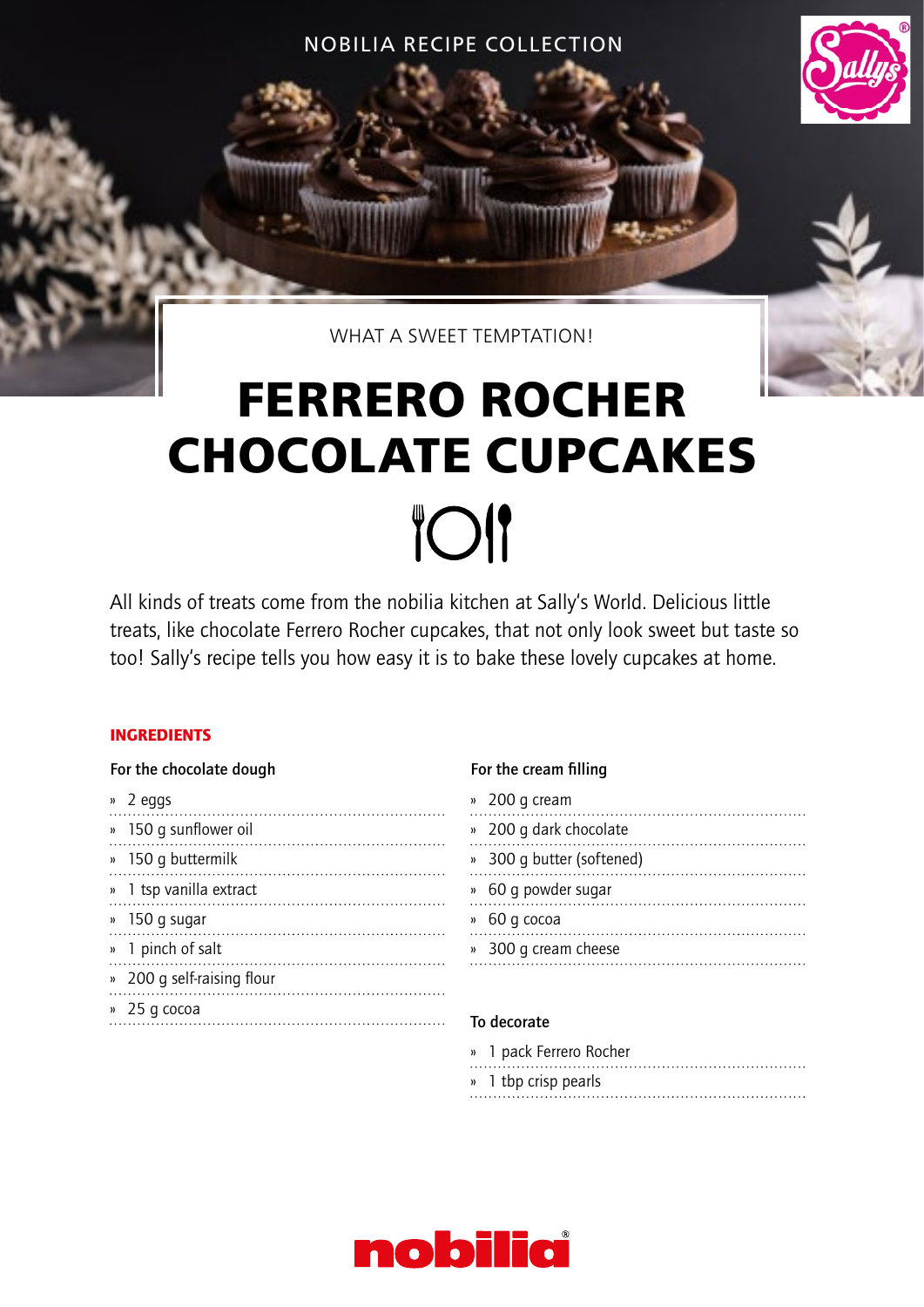NOBILIA RECIPE COLLECTION

WHAT A SWEET TEMPTATION!

# FERRERO ROCHER CHOCOLATE CUPCAKES

All kinds of treats come from the nobilia kitchen at Sally's World. Delicious little treats, like chocolate Ferrero Rocher cupcakes, that not only look sweet but taste so too! Sally's recipe tells you how easy it is to bake these lovely cupcakes at home.

## INGREDIENTS

### For the chocolate dough

- 2 eggs
- 150 g sunflower oil
- 150 g buttermilk
- 1 tsp vanilla extract
- 150 g sugar
- 1 pinch of salt
- 200 g self-raising flour
- 25 g cocoa

### For the cream filling

- 200 g cream
- 200 g dark chocolate
- 300 g butter (softened)
- 60 g powder sugar
- 60 g cocoa
- 300 g cream cheese

### To decorate

- 1 pack Ferrero Rocher
- 1 tbp crisp pearls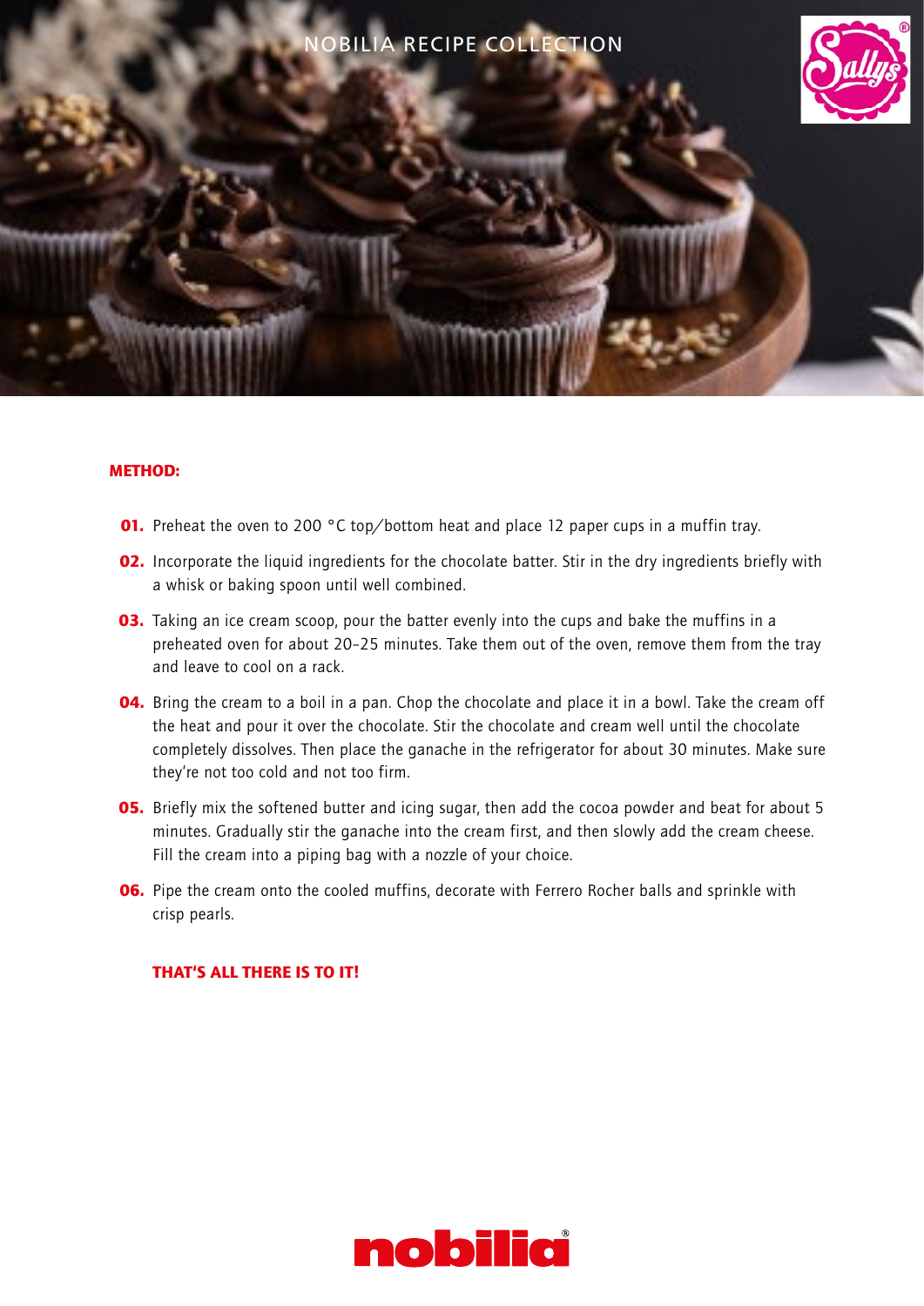NOBILIA RECIPE COLLECTION

**METHOD:**

**01.** Preheat the oven to 200 °C top/bottom heat and place 12 paper cups in a muffin tray.

**02.** Incorporate the liquid ingredients for the chocolate batter. Stir in the dry ingredients briefly with a whisk or baking spoon until well combined.

**03.** Taking an ice cream scoop, pour the batter evenly into the cups and bake the muffins in a preheated oven for about 20–25 minutes. Take them out of the oven, remove them from the tray and leave to cool on a rack.

**04.** Bring the cream to a boil in a pan. Chop the chocolate and place it in a bowl. Take the cream off the heat and pour it over the chocolate. Stir the chocolate and cream well until the chocolate completely dissolves. Then place the ganache in the refrigerator for about 30 minutes. Make sure they're not too cold and not too firm.

**05.** Briefly mix the softened butter and icing sugar, then add the cocoa powder and beat for about 5 minutes. Gradually stir the ganache into the cream first, and then slowly add the cream cheese. Fill the cream into a piping bag with a nozzle of your choice.

**06.** Pipe the cream onto the cooled muffins, decorate with Ferrero Rocher balls and sprinkle with crisp pearls.

**THAT'S ALL THERE IS TO IT!**